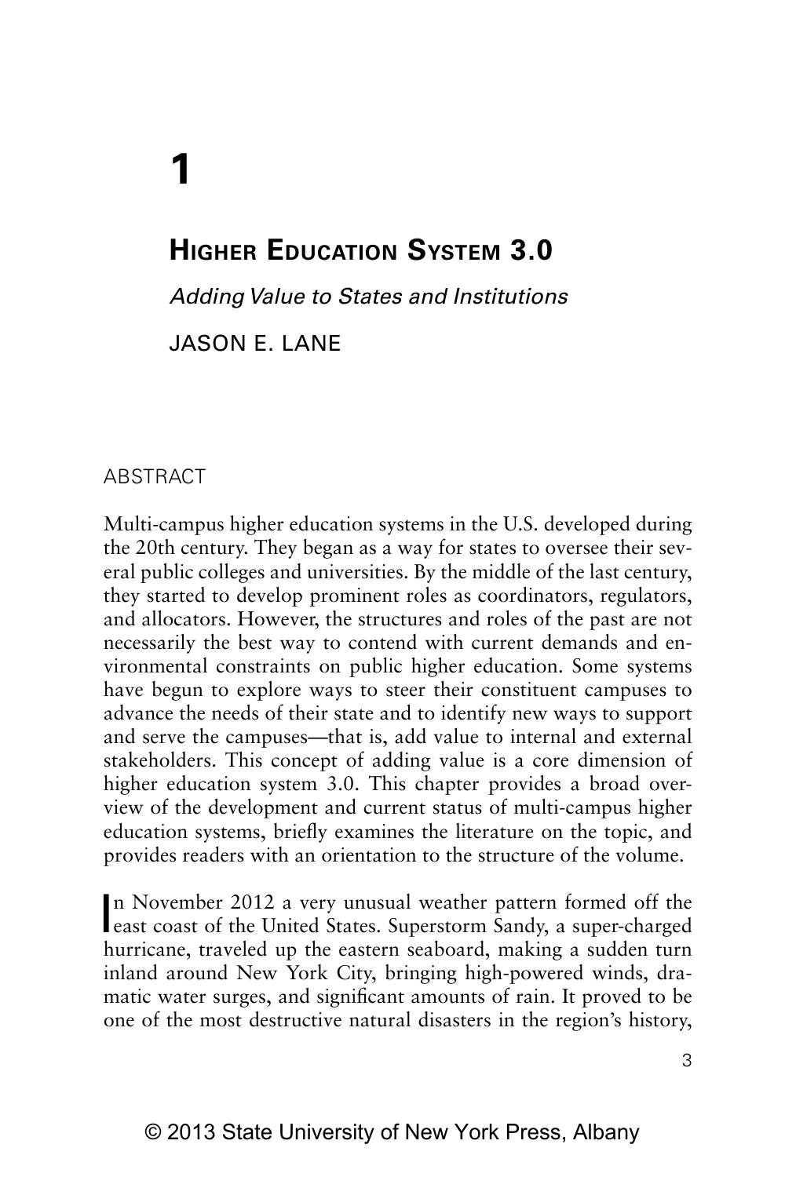# 1

# Higher Education System 3.0

*Adding Value to States and Institutions*

JASON E. LANE

## ABSTRACT

Multi-campus higher education systems in the U.S. developed during the 20th century. They began as a way for states to oversee their several public colleges and universities. By the middle of the last century, they started to develop prominent roles as coordinators, regulators, and allocators. However, the structures and roles of the past are not necessarily the best way to contend with current demands and environmental constraints on public higher education. Some systems have begun to explore ways to steer their constituent campuses to advance the needs of their state and to identify new ways to support and serve the campuses—that is, add value to internal and external stakeholders. This concept of adding value is a core dimension of higher education system 3.0. This chapter provides a broad overview of the development and current status of multi-campus higher education systems, briefly examines the literature on the topic, and provides readers with an orientation to the structure of the volume.

In November 2012 a very unusual weather pattern formed off the east coast of the United States. Superstorm Sandy, a super-charged hurricane, traveled up the eastern seaboard, making a sudden turn inland around New York City, bringing high-powered winds, dramatic water surges, and significant amounts of rain. It proved to be one of the most destructive natural disasters in the region's history,

© 2013 State University of New York Press, Albany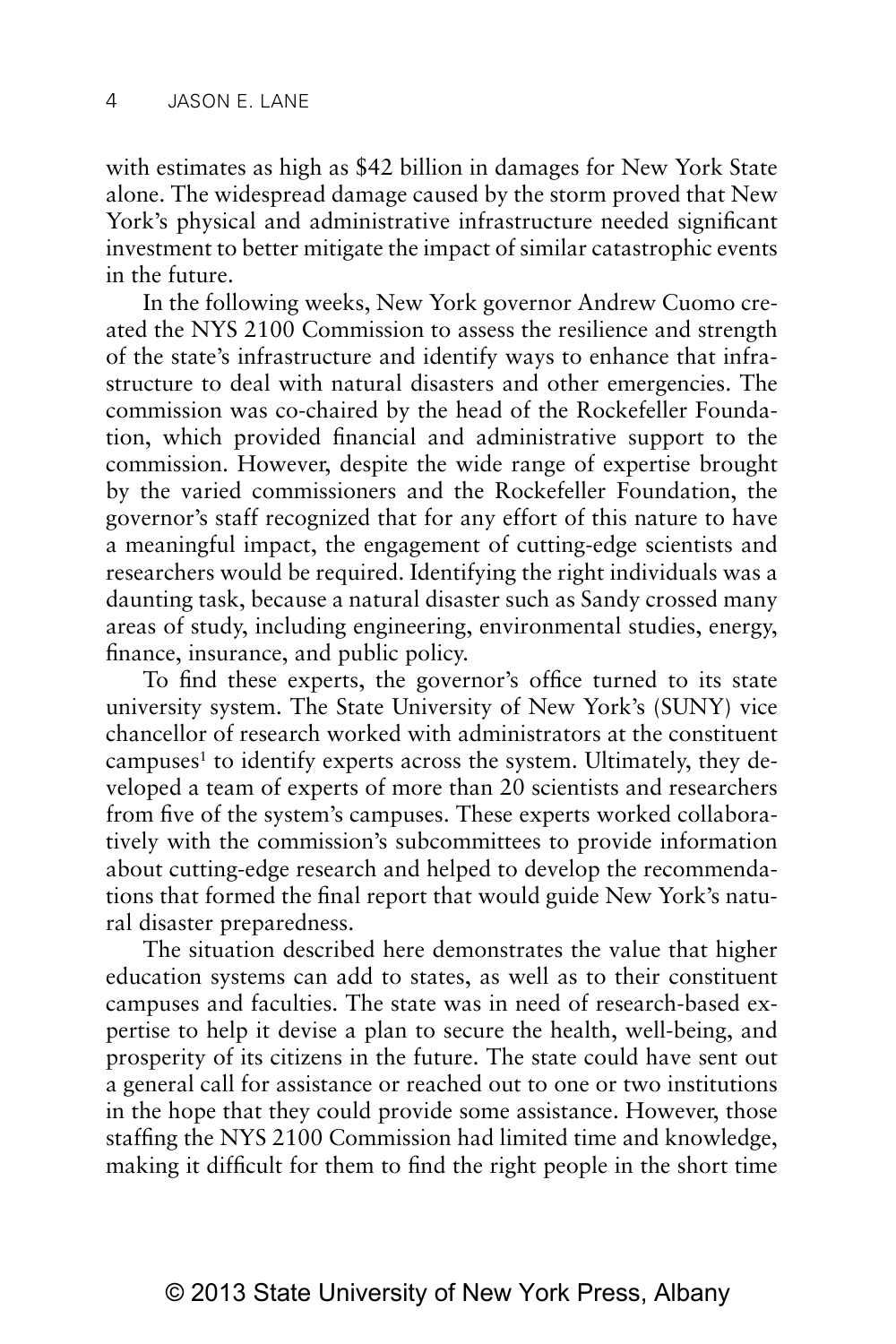with estimates as high as $42 billion in damages for New York State alone. The widespread damage caused by the storm proved that New York's physical and administrative infrastructure needed significant investment to better mitigate the impact of similar catastrophic events in the future.

In the following weeks, New York governor Andrew Cuomo created the NYS 2100 Commission to assess the resilience and strength of the state's infrastructure and identify ways to enhance that infrastructure to deal with natural disasters and other emergencies. The commission was co-chaired by the head of the Rockefeller Foundation, which provided financial and administrative support to the commission. However, despite the wide range of expertise brought by the varied commissioners and the Rockefeller Foundation, the governor's staff recognized that for any effort of this nature to have a meaningful impact, the engagement of cutting-edge scientists and researchers would be required. Identifying the right individuals was a daunting task, because a natural disaster such as Sandy crossed many areas of study, including engineering, environmental studies, energy, finance, insurance, and public policy.

To find these experts, the governor's office turned to its state university system. The State University of New York's (SUNY) vice chancellor of research worked with administrators at the constituent campuses[1] to identify experts across the system. Ultimately, they developed a team of experts of more than 20 scientists and researchers from five of the system's campuses. These experts worked collaboratively with the commission's subcommittees to provide information about cutting-edge research and helped to develop the recommendations that formed the final report that would guide New York's natural disaster preparedness.

The situation described here demonstrates the value that higher education systems can add to states, as well as to their constituent campuses and faculties. The state was in need of research-based expertise to help it devise a plan to secure the health, well-being, and prosperity of its citizens in the future. The state could have sent out a general call for assistance or reached out to one or two institutions in the hope that they could provide some assistance. However, those staffing the NYS 2100 Commission had limited time and knowledge, making it difficult for them to find the right people in the short time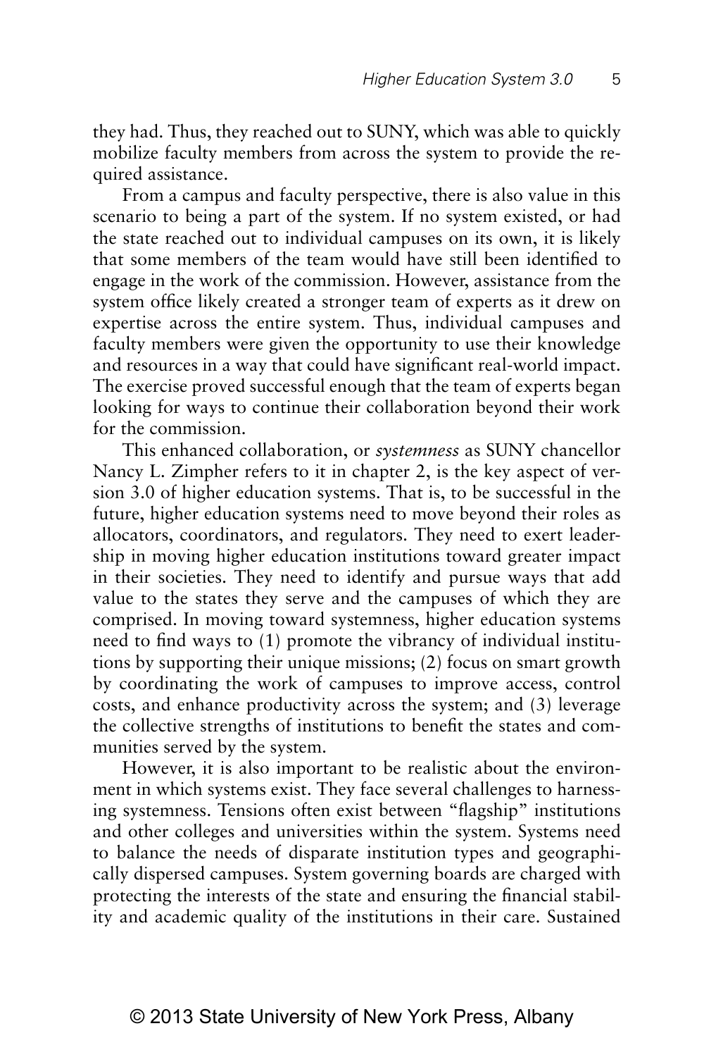they had. Thus, they reached out to SUNY, which was able to quickly mobilize faculty members from across the system to provide the required assistance.

From a campus and faculty perspective, there is also value in this scenario to being a part of the system. If no system existed, or had the state reached out to individual campuses on its own, it is likely that some members of the team would have still been identified to engage in the work of the commission. However, assistance from the system office likely created a stronger team of experts as it drew on expertise across the entire system. Thus, individual campuses and faculty members were given the opportunity to use their knowledge and resources in a way that could have significant real-world impact. The exercise proved successful enough that the team of experts began looking for ways to continue their collaboration beyond their work for the commission.

This enhanced collaboration, or *systemness* as SUNY chancellor Nancy L. Zimpher refers to it in chapter 2, is the key aspect of version 3.0 of higher education systems. That is, to be successful in the future, higher education systems need to move beyond their roles as allocators, coordinators, and regulators. They need to exert leadership in moving higher education institutions toward greater impact in their societies. They need to identify and pursue ways that add value to the states they serve and the campuses of which they are comprised. In moving toward systemness, higher education systems need to find ways to (1) promote the vibrancy of individual institutions by supporting their unique missions; (2) focus on smart growth by coordinating the work of campuses to improve access, control costs, and enhance productivity across the system; and (3) leverage the collective strengths of institutions to benefit the states and communities served by the system.

However, it is also important to be realistic about the environment in which systems exist. They face several challenges to harnessing systemness. Tensions often exist between "flagship" institutions and other colleges and universities within the system. Systems need to balance the needs of disparate institution types and geographically dispersed campuses. System governing boards are charged with protecting the interests of the state and ensuring the financial stability and academic quality of the institutions in their care. Sustained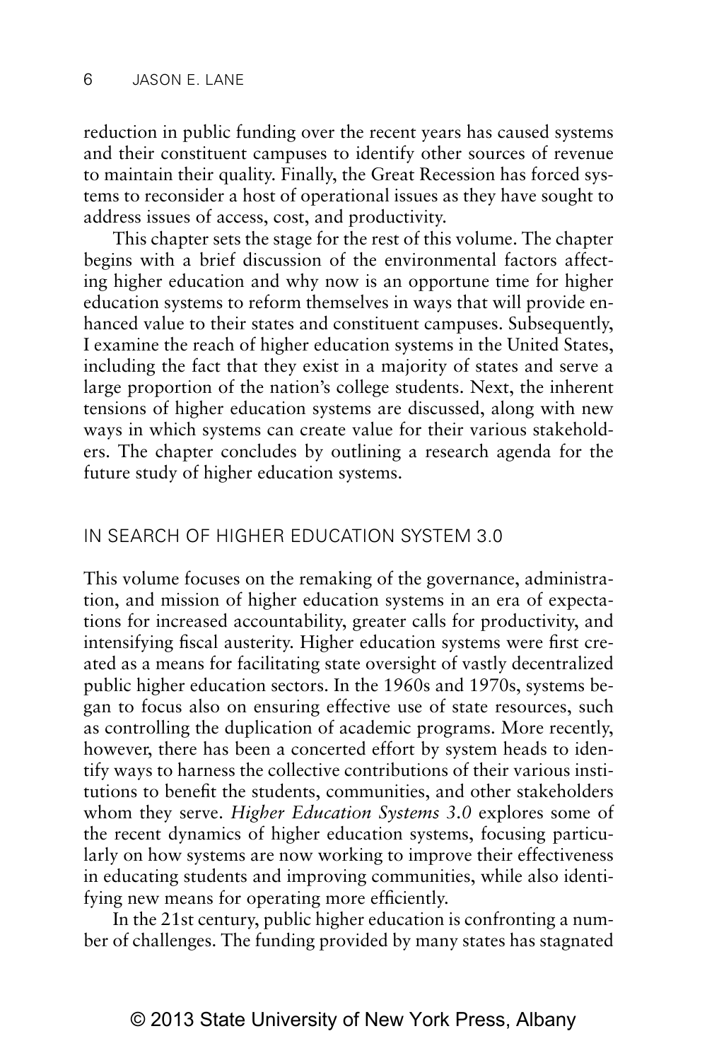reduction in public funding over the recent years has caused systems and their constituent campuses to identify other sources of revenue to maintain their quality. Finally, the Great Recession has forced systems to reconsider a host of operational issues as they have sought to address issues of access, cost, and productivity.

This chapter sets the stage for the rest of this volume. The chapter begins with a brief discussion of the environmental factors affecting higher education and why now is an opportune time for higher education systems to reform themselves in ways that will provide enhanced value to their states and constituent campuses. Subsequently, I examine the reach of higher education systems in the United States, including the fact that they exist in a majority of states and serve a large proportion of the nation's college students. Next, the inherent tensions of higher education systems are discussed, along with new ways in which systems can create value for their various stakeholders. The chapter concludes by outlining a research agenda for the future study of higher education systems.

## IN SEARCH OF HIGHER EDUCATION SYSTEM 3.0

This volume focuses on the remaking of the governance, administration, and mission of higher education systems in an era of expectations for increased accountability, greater calls for productivity, and intensifying fiscal austerity. Higher education systems were first created as a means for facilitating state oversight of vastly decentralized public higher education sectors. In the 1960s and 1970s, systems began to focus also on ensuring effective use of state resources, such as controlling the duplication of academic programs. More recently, however, there has been a concerted effort by system heads to identify ways to harness the collective contributions of their various institutions to benefit the students, communities, and other stakeholders whom they serve. *Higher Education Systems 3.0* explores some of the recent dynamics of higher education systems, focusing particularly on how systems are now working to improve their effectiveness in educating students and improving communities, while also identifying new means for operating more efficiently.

In the 21st century, public higher education is confronting a number of challenges. The funding provided by many states has stagnated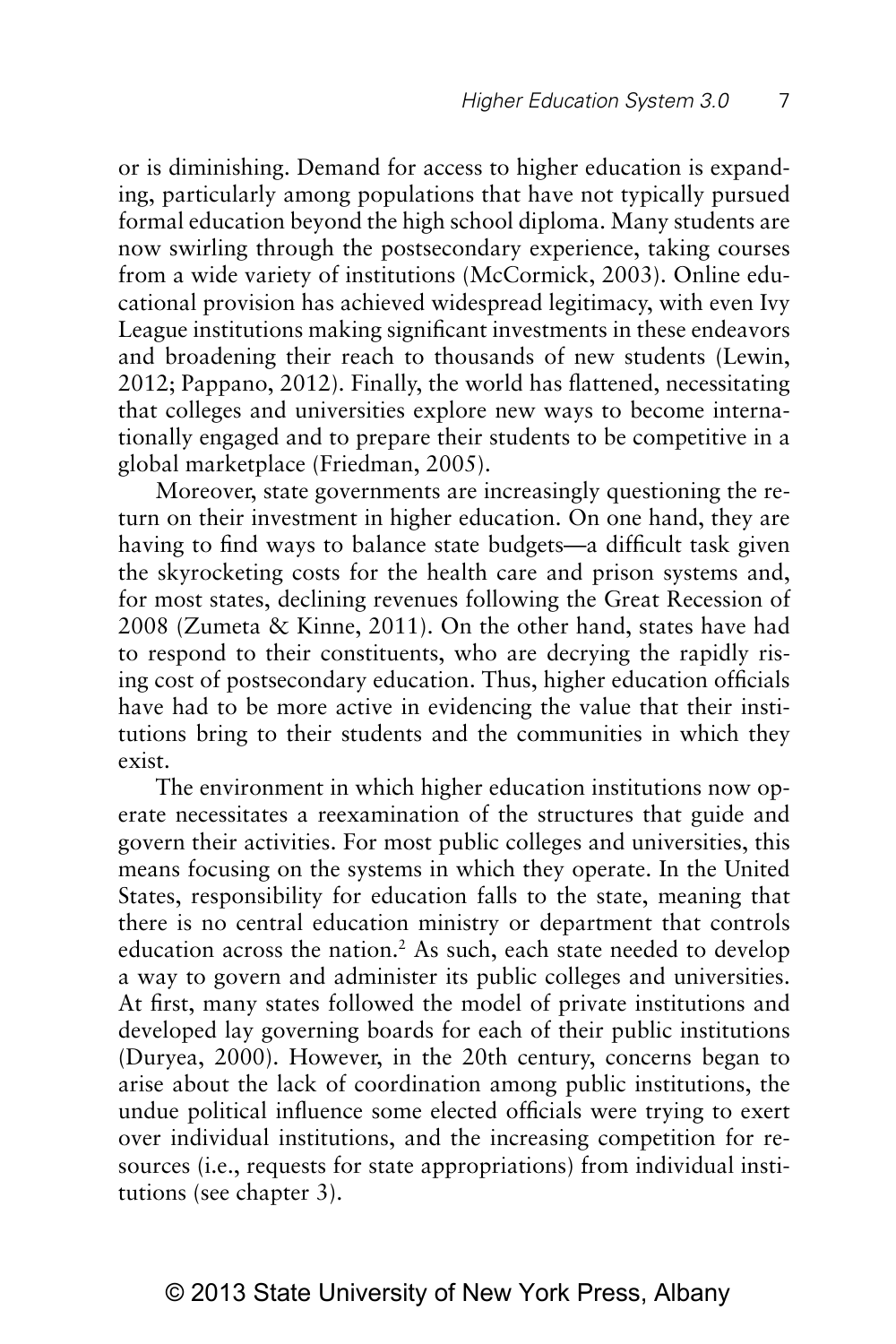or is diminishing. Demand for access to higher education is expanding, particularly among populations that have not typically pursued formal education beyond the high school diploma. Many students are now swirling through the postsecondary experience, taking courses from a wide variety of institutions (McCormick, 2003). Online educational provision has achieved widespread legitimacy, with even Ivy League institutions making significant investments in these endeavors and broadening their reach to thousands of new students (Lewin, 2012; Pappano, 2012). Finally, the world has flattened, necessitating that colleges and universities explore new ways to become internationally engaged and to prepare their students to be competitive in a global marketplace (Friedman, 2005).

Moreover, state governments are increasingly questioning the return on their investment in higher education. On one hand, they are having to find ways to balance state budgets—a difficult task given the skyrocketing costs for the health care and prison systems and, for most states, declining revenues following the Great Recession of 2008 (Zumeta & Kinne, 2011). On the other hand, states have had to respond to their constituents, who are decrying the rapidly rising cost of postsecondary education. Thus, higher education officials have had to be more active in evidencing the value that their institutions bring to their students and the communities in which they exist.

The environment in which higher education institutions now operate necessitates a reexamination of the structures that guide and govern their activities. For most public colleges and universities, this means focusing on the systems in which they operate. In the United States, responsibility for education falls to the state, meaning that there is no central education ministry or department that controls education across the nation.[2] As such, each state needed to develop a way to govern and administer its public colleges and universities. At first, many states followed the model of private institutions and developed lay governing boards for each of their public institutions (Duryea, 2000). However, in the 20th century, concerns began to arise about the lack of coordination among public institutions, the undue political influence some elected officials were trying to exert over individual institutions, and the increasing competition for resources (i.e., requests for state appropriations) from individual institutions (see chapter 3).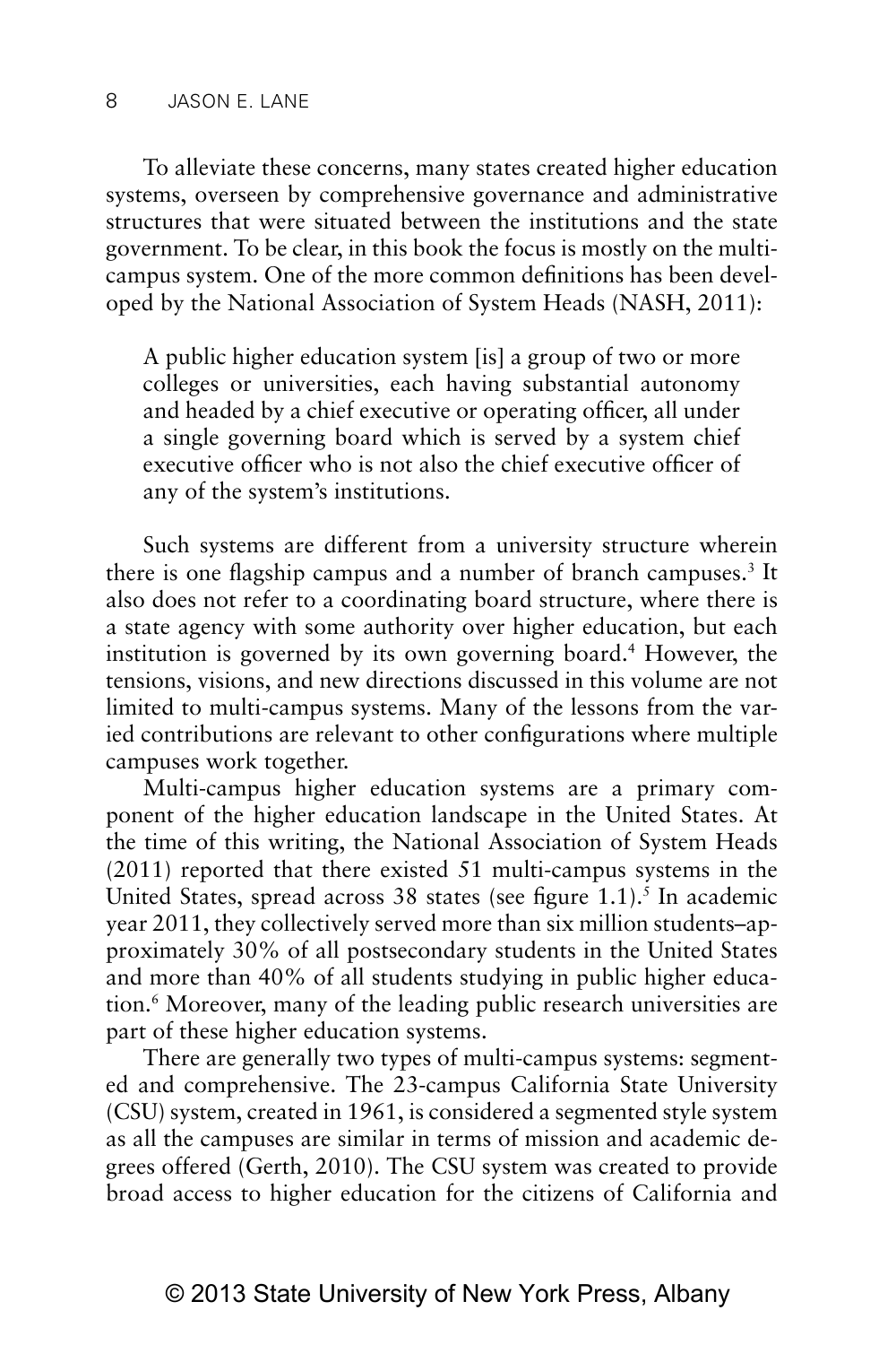To alleviate these concerns, many states created higher education systems, overseen by comprehensive governance and administrative structures that were situated between the institutions and the state government. To be clear, in this book the focus is mostly on the multi-campus system. One of the more common definitions has been developed by the National Association of System Heads (NASH, 2011):

> A public higher education system [is] a group of two or more colleges or universities, each having substantial autonomy and headed by a chief executive or operating officer, all under a single governing board which is served by a system chief executive officer who is not also the chief executive officer of any of the system's institutions.

Such systems are different from a university structure wherein there is one flagship campus and a number of branch campuses.[3] It also does not refer to a coordinating board structure, where there is a state agency with some authority over higher education, but each institution is governed by its own governing board.[4] However, the tensions, visions, and new directions discussed in this volume are not limited to multi-campus systems. Many of the lessons from the varied contributions are relevant to other configurations where multiple campuses work together.

Multi-campus higher education systems are a primary component of the higher education landscape in the United States. At the time of this writing, the National Association of System Heads (2011) reported that there existed 51 multi-campus systems in the United States, spread across 38 states (see figure 1.1).[5] In academic year 2011, they collectively served more than six million students–approximately 30% of all postsecondary students in the United States and more than 40% of all students studying in public higher education.[6] Moreover, many of the leading public research universities are part of these higher education systems.

There are generally two types of multi-campus systems: segmented and comprehensive. The 23-campus California State University (CSU) system, created in 1961, is considered a segmented style system as all the campuses are similar in terms of mission and academic degrees offered (Gerth, 2010). The CSU system was created to provide broad access to higher education for the citizens of California and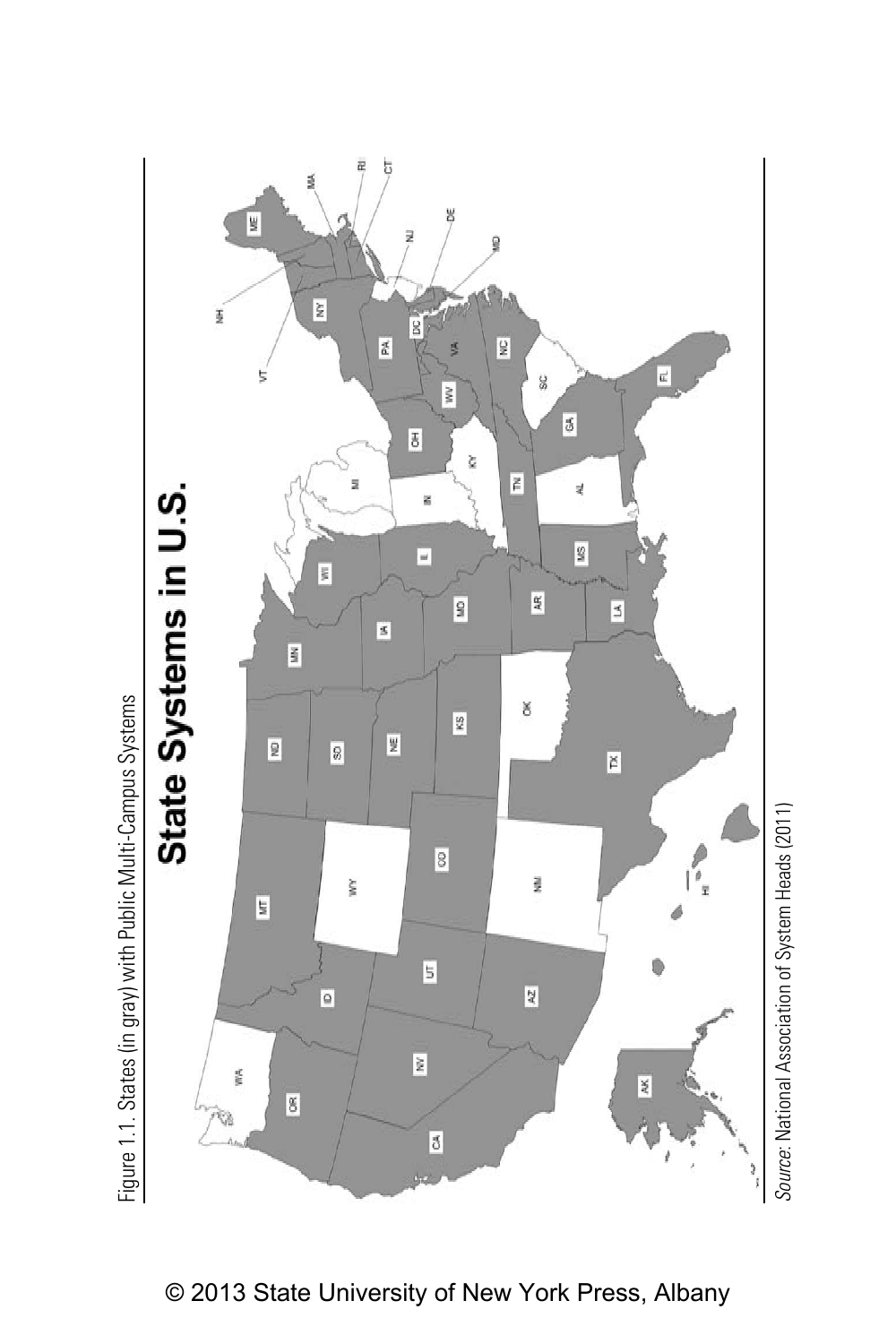Figure 1.1. States (in gray) with Public Multi-Campus Systems

*Source:* National Association of System Heads (2011)

© 2013 State University of New York Press, Albany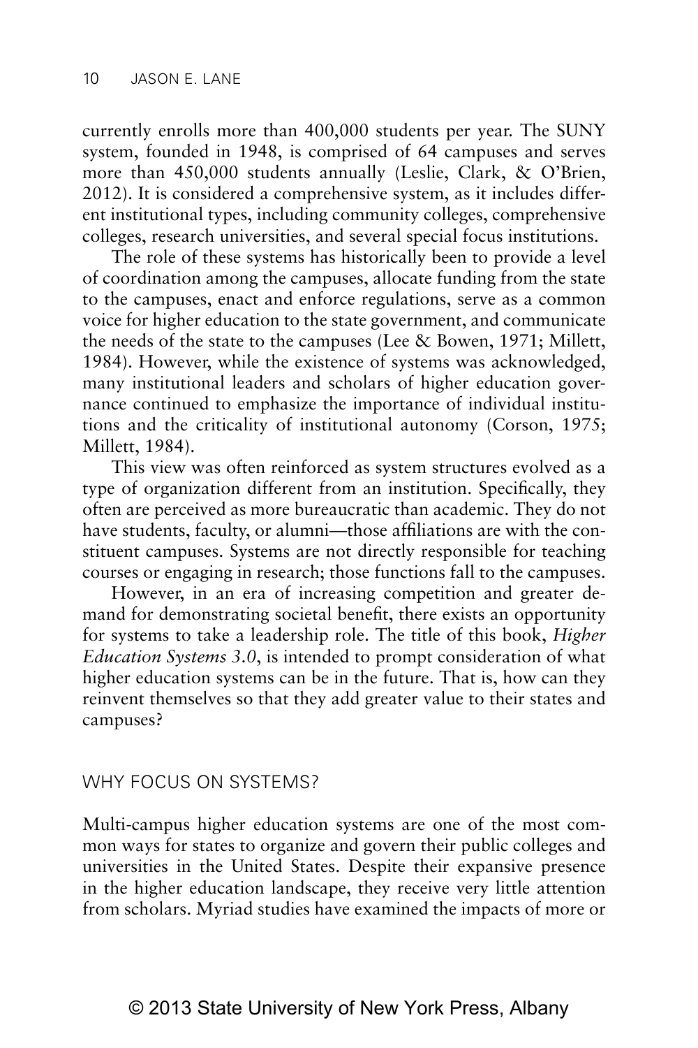currently enrolls more than 400,000 students per year. The SUNY system, founded in 1948, is comprised of 64 campuses and serves more than 450,000 students annually (Leslie, Clark, & O'Brien, 2012). It is considered a comprehensive system, as it includes different institutional types, including community colleges, comprehensive colleges, research universities, and several special focus institutions.

The role of these systems has historically been to provide a level of coordination among the campuses, allocate funding from the state to the campuses, enact and enforce regulations, serve as a common voice for higher education to the state government, and communicate the needs of the state to the campuses (Lee & Bowen, 1971; Millett, 1984). However, while the existence of systems was acknowledged, many institutional leaders and scholars of higher education governance continued to emphasize the importance of individual institutions and the criticality of institutional autonomy (Corson, 1975; Millett, 1984).

This view was often reinforced as system structures evolved as a type of organization different from an institution. Specifically, they often are perceived as more bureaucratic than academic. They do not have students, faculty, or alumni—those affiliations are with the constituent campuses. Systems are not directly responsible for teaching courses or engaging in research; those functions fall to the campuses.

However, in an era of increasing competition and greater demand for demonstrating societal benefit, there exists an opportunity for systems to take a leadership role. The title of this book, *Higher Education Systems 3.0*, is intended to prompt consideration of what higher education systems can be in the future. That is, how can they reinvent themselves so that they add greater value to their states and campuses?

## WHY FOCUS ON SYSTEMS?

Multi-campus higher education systems are one of the most common ways for states to organize and govern their public colleges and universities in the United States. Despite their expansive presence in the higher education landscape, they receive very little attention from scholars. Myriad studies have examined the impacts of more or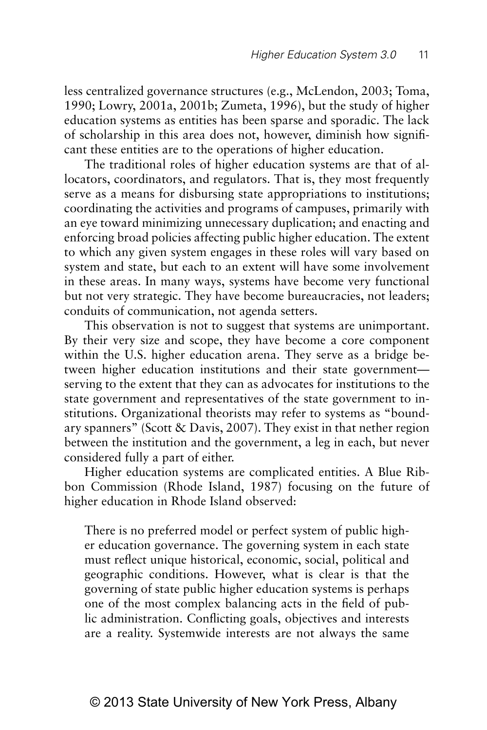less centralized governance structures (e.g., McLendon, 2003; Toma, 1990; Lowry, 2001a, 2001b; Zumeta, 1996), but the study of higher education systems as entities has been sparse and sporadic. The lack of scholarship in this area does not, however, diminish how significant these entities are to the operations of higher education.

The traditional roles of higher education systems are that of allocators, coordinators, and regulators. That is, they most frequently serve as a means for disbursing state appropriations to institutions; coordinating the activities and programs of campuses, primarily with an eye toward minimizing unnecessary duplication; and enacting and enforcing broad policies affecting public higher education. The extent to which any given system engages in these roles will vary based on system and state, but each to an extent will have some involvement in these areas. In many ways, systems have become very functional but not very strategic. They have become bureaucracies, not leaders; conduits of communication, not agenda setters.

This observation is not to suggest that systems are unimportant. By their very size and scope, they have become a core component within the U.S. higher education arena. They serve as a bridge between higher education institutions and their state government—serving to the extent that they can as advocates for institutions to the state government and representatives of the state government to institutions. Organizational theorists may refer to systems as "boundary spanners" (Scott & Davis, 2007). They exist in that nether region between the institution and the government, a leg in each, but never considered fully a part of either.

Higher education systems are complicated entities. A Blue Ribbon Commission (Rhode Island, 1987) focusing on the future of higher education in Rhode Island observed:

> There is no preferred model or perfect system of public higher education governance. The governing system in each state must reflect unique historical, economic, social, political and geographic conditions. However, what is clear is that the governing of state public higher education systems is perhaps one of the most complex balancing acts in the field of public administration. Conflicting goals, objectives and interests are a reality. Systemwide interests are not always the same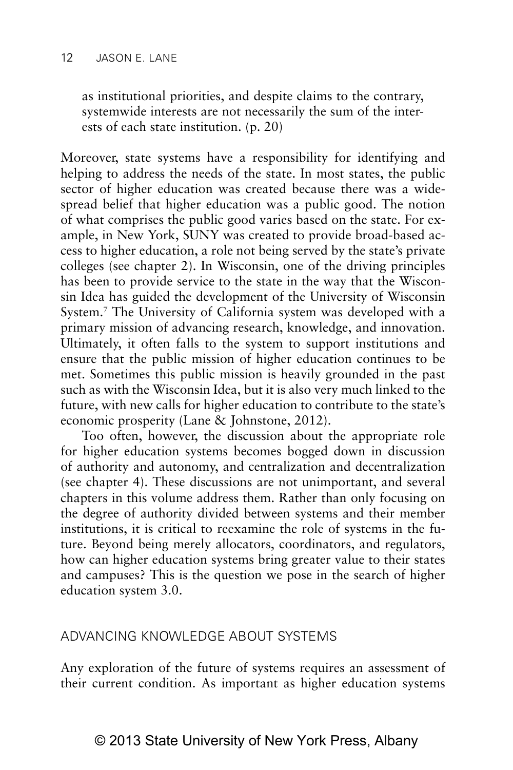> as institutional priorities, and despite claims to the contrary, systemwide interests are not necessarily the sum of the interests of each state institution. (p. 20)

Moreover, state systems have a responsibility for identifying and helping to address the needs of the state. In most states, the public sector of higher education was created because there was a widespread belief that higher education was a public good. The notion of what comprises the public good varies based on the state. For example, in New York, SUNY was created to provide broad-based access to higher education, a role not being served by the state's private colleges (see chapter 2). In Wisconsin, one of the driving principles has been to provide service to the state in the way that the Wisconsin Idea has guided the development of the University of Wisconsin System.[7] The University of California system was developed with a primary mission of advancing research, knowledge, and innovation. Ultimately, it often falls to the system to support institutions and ensure that the public mission of higher education continues to be met. Sometimes this public mission is heavily grounded in the past such as with the Wisconsin Idea, but it is also very much linked to the future, with new calls for higher education to contribute to the state's economic prosperity (Lane & Johnstone, 2012).

Too often, however, the discussion about the appropriate role for higher education systems becomes bogged down in discussion of authority and autonomy, and centralization and decentralization (see chapter 4). These discussions are not unimportant, and several chapters in this volume address them. Rather than only focusing on the degree of authority divided between systems and their member institutions, it is critical to reexamine the role of systems in the future. Beyond being merely allocators, coordinators, and regulators, how can higher education systems bring greater value to their states and campuses? This is the question we pose in the search of higher education system 3.0.

## ADVANCING KNOWLEDGE ABOUT SYSTEMS

Any exploration of the future of systems requires an assessment of their current condition. As important as higher education systems

© 2013 State University of New York Press, Albany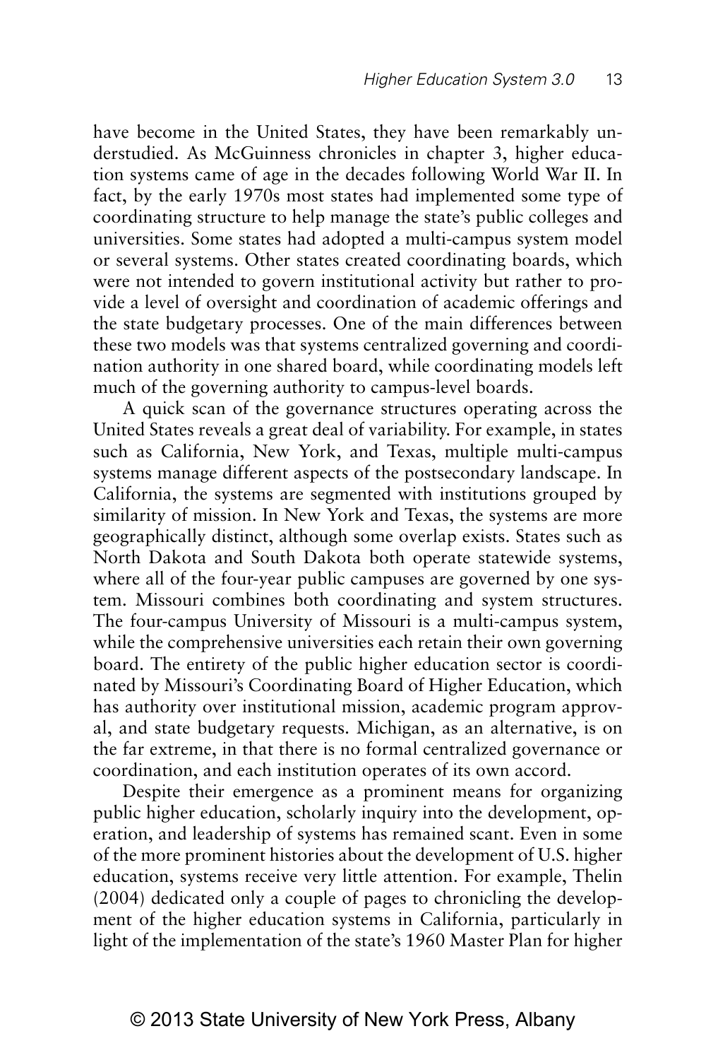have become in the United States, they have been remarkably understudied. As McGuinness chronicles in chapter 3, higher education systems came of age in the decades following World War II. In fact, by the early 1970s most states had implemented some type of coordinating structure to help manage the state's public colleges and universities. Some states had adopted a multi-campus system model or several systems. Other states created coordinating boards, which were not intended to govern institutional activity but rather to provide a level of oversight and coordination of academic offerings and the state budgetary processes. One of the main differences between these two models was that systems centralized governing and coordination authority in one shared board, while coordinating models left much of the governing authority to campus-level boards.

A quick scan of the governance structures operating across the United States reveals a great deal of variability. For example, in states such as California, New York, and Texas, multiple multi-campus systems manage different aspects of the postsecondary landscape. In California, the systems are segmented with institutions grouped by similarity of mission. In New York and Texas, the systems are more geographically distinct, although some overlap exists. States such as North Dakota and South Dakota both operate statewide systems, where all of the four-year public campuses are governed by one system. Missouri combines both coordinating and system structures. The four-campus University of Missouri is a multi-campus system, while the comprehensive universities each retain their own governing board. The entirety of the public higher education sector is coordinated by Missouri's Coordinating Board of Higher Education, which has authority over institutional mission, academic program approval, and state budgetary requests. Michigan, as an alternative, is on the far extreme, in that there is no formal centralized governance or coordination, and each institution operates of its own accord.

Despite their emergence as a prominent means for organizing public higher education, scholarly inquiry into the development, operation, and leadership of systems has remained scant. Even in some of the more prominent histories about the development of U.S. higher education, systems receive very little attention. For example, Thelin (2004) dedicated only a couple of pages to chronicling the development of the higher education systems in California, particularly in light of the implementation of the state's 1960 Master Plan for higher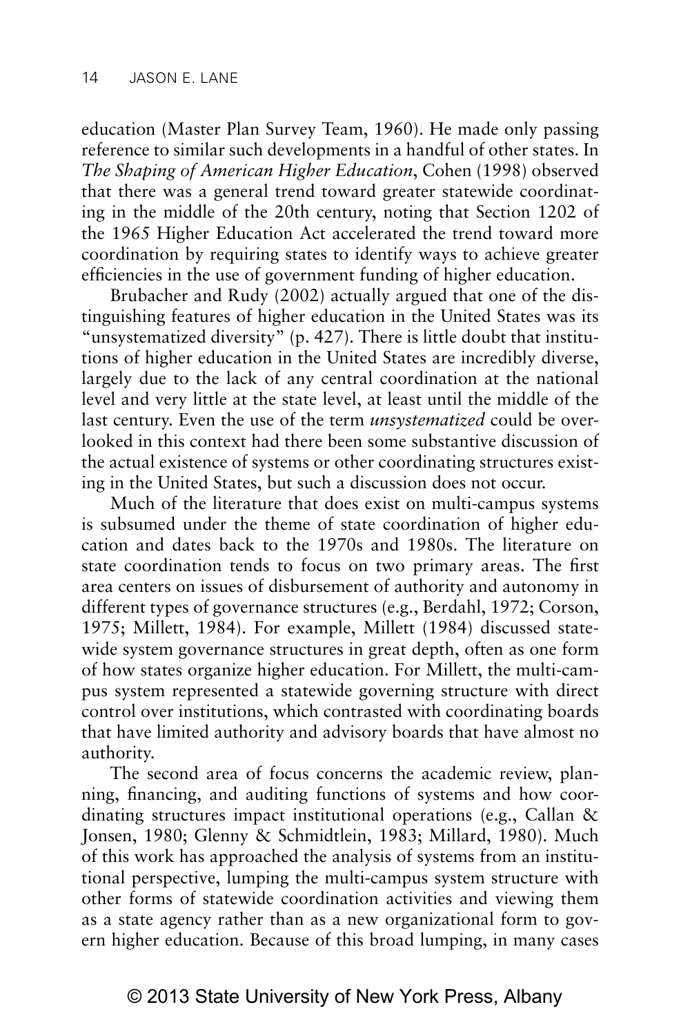education (Master Plan Survey Team, 1960). He made only passing reference to similar such developments in a handful of other states. In *The Shaping of American Higher Education*, Cohen (1998) observed that there was a general trend toward greater statewide coordinating in the middle of the 20th century, noting that Section 1202 of the 1965 Higher Education Act accelerated the trend toward more coordination by requiring states to identify ways to achieve greater efficiencies in the use of government funding of higher education.

Brubacher and Rudy (2002) actually argued that one of the distinguishing features of higher education in the United States was its "unsystematized diversity" (p. 427). There is little doubt that institutions of higher education in the United States are incredibly diverse, largely due to the lack of any central coordination at the national level and very little at the state level, at least until the middle of the last century. Even the use of the term *unsystematized* could be overlooked in this context had there been some substantive discussion of the actual existence of systems or other coordinating structures existing in the United States, but such a discussion does not occur.

Much of the literature that does exist on multi-campus systems is subsumed under the theme of state coordination of higher education and dates back to the 1970s and 1980s. The literature on state coordination tends to focus on two primary areas. The first area centers on issues of disbursement of authority and autonomy in different types of governance structures (e.g., Berdahl, 1972; Corson, 1975; Millett, 1984). For example, Millett (1984) discussed statewide system governance structures in great depth, often as one form of how states organize higher education. For Millett, the multi-campus system represented a statewide governing structure with direct control over institutions, which contrasted with coordinating boards that have limited authority and advisory boards that have almost no authority.

The second area of focus concerns the academic review, planning, financing, and auditing functions of systems and how coordinating structures impact institutional operations (e.g., Callan & Jonsen, 1980; Glenny & Schmidtlein, 1983; Millard, 1980). Much of this work has approached the analysis of systems from an institutional perspective, lumping the multi-campus system structure with other forms of statewide coordination activities and viewing them as a state agency rather than as a new organizational form to govern higher education. Because of this broad lumping, in many cases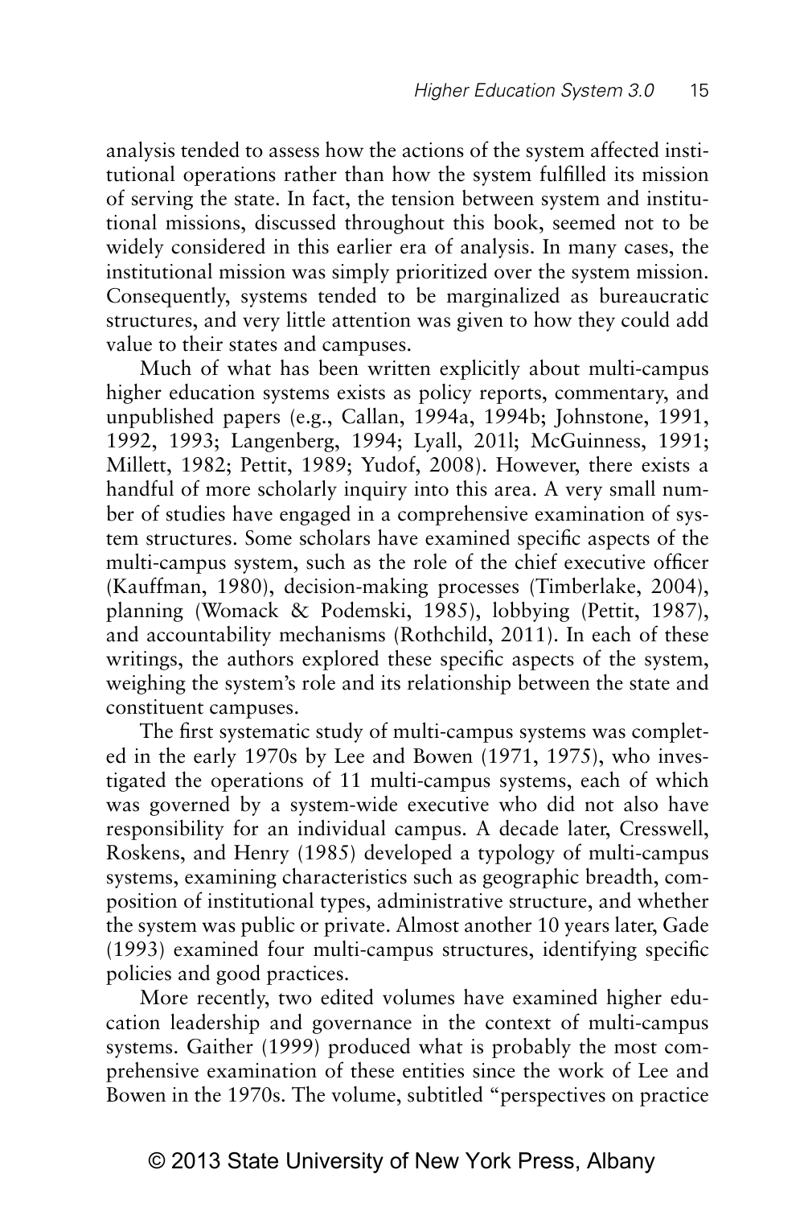analysis tended to assess how the actions of the system affected institutional operations rather than how the system fulfilled its mission of serving the state. In fact, the tension between system and institutional missions, discussed throughout this book, seemed not to be widely considered in this earlier era of analysis. In many cases, the institutional mission was simply prioritized over the system mission. Consequently, systems tended to be marginalized as bureaucratic structures, and very little attention was given to how they could add value to their states and campuses.

Much of what has been written explicitly about multi-campus higher education systems exists as policy reports, commentary, and unpublished papers (e.g., Callan, 1994a, 1994b; Johnstone, 1991, 1992, 1993; Langenberg, 1994; Lyall, 201l; McGuinness, 1991; Millett, 1982; Pettit, 1989; Yudof, 2008). However, there exists a handful of more scholarly inquiry into this area. A very small number of studies have engaged in a comprehensive examination of system structures. Some scholars have examined specific aspects of the multi-campus system, such as the role of the chief executive officer (Kauffman, 1980), decision-making processes (Timberlake, 2004), planning (Womack & Podemski, 1985), lobbying (Pettit, 1987), and accountability mechanisms (Rothchild, 2011). In each of these writings, the authors explored these specific aspects of the system, weighing the system's role and its relationship between the state and constituent campuses.

The first systematic study of multi-campus systems was completed in the early 1970s by Lee and Bowen (1971, 1975), who investigated the operations of 11 multi-campus systems, each of which was governed by a system-wide executive who did not also have responsibility for an individual campus. A decade later, Cresswell, Roskens, and Henry (1985) developed a typology of multi-campus systems, examining characteristics such as geographic breadth, composition of institutional types, administrative structure, and whether the system was public or private. Almost another 10 years later, Gade (1993) examined four multi-campus structures, identifying specific policies and good practices.

More recently, two edited volumes have examined higher education leadership and governance in the context of multi-campus systems. Gaither (1999) produced what is probably the most comprehensive examination of these entities since the work of Lee and Bowen in the 1970s. The volume, subtitled "perspectives on practice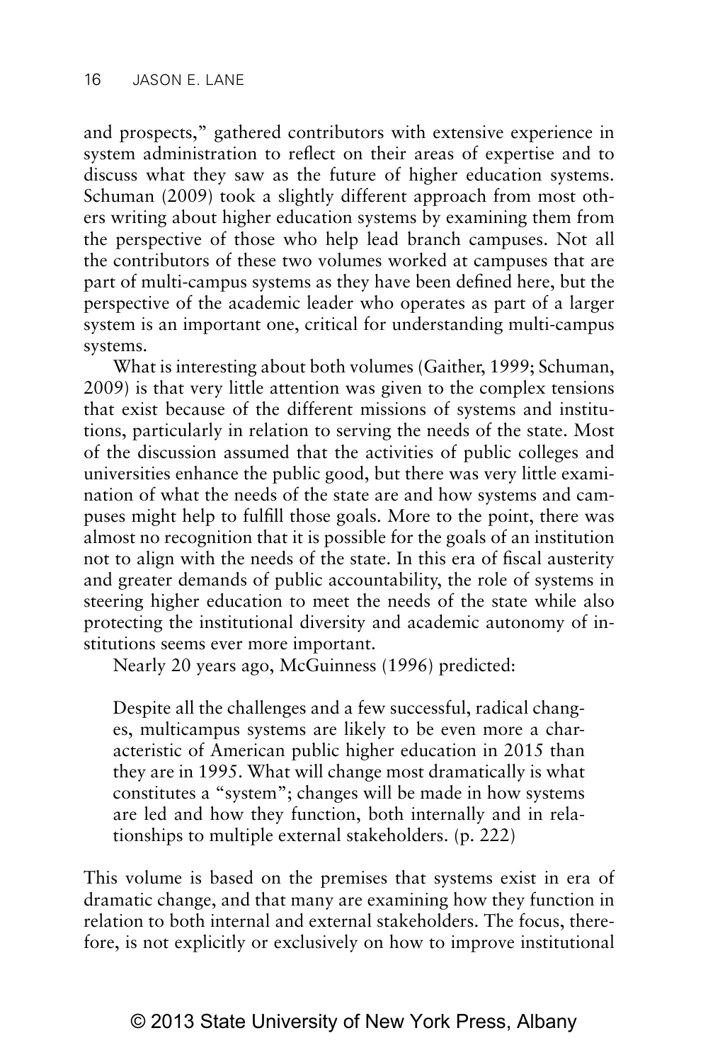and prospects," gathered contributors with extensive experience in system administration to reflect on their areas of expertise and to discuss what they saw as the future of higher education systems. Schuman (2009) took a slightly different approach from most others writing about higher education systems by examining them from the perspective of those who help lead branch campuses. Not all the contributors of these two volumes worked at campuses that are part of multi-campus systems as they have been defined here, but the perspective of the academic leader who operates as part of a larger system is an important one, critical for understanding multi-campus systems.

What is interesting about both volumes (Gaither, 1999; Schuman, 2009) is that very little attention was given to the complex tensions that exist because of the different missions of systems and institutions, particularly in relation to serving the needs of the state. Most of the discussion assumed that the activities of public colleges and universities enhance the public good, but there was very little examination of what the needs of the state are and how systems and campuses might help to fulfill those goals. More to the point, there was almost no recognition that it is possible for the goals of an institution not to align with the needs of the state. In this era of fiscal austerity and greater demands of public accountability, the role of systems in steering higher education to meet the needs of the state while also protecting the institutional diversity and academic autonomy of institutions seems ever more important.

Nearly 20 years ago, McGuinness (1996) predicted:

> Despite all the challenges and a few successful, radical changes, multicampus systems are likely to be even more a characteristic of American public higher education in 2015 than they are in 1995. What will change most dramatically is what constitutes a "system"; changes will be made in how systems are led and how they function, both internally and in relationships to multiple external stakeholders. (p. 222)

This volume is based on the premises that systems exist in era of dramatic change, and that many are examining how they function in relation to both internal and external stakeholders. The focus, therefore, is not explicitly or exclusively on how to improve institutional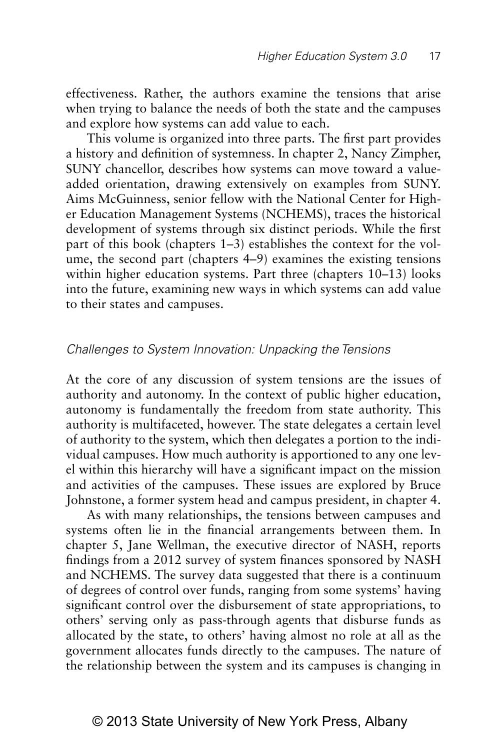effectiveness. Rather, the authors examine the tensions that arise when trying to balance the needs of both the state and the campuses and explore how systems can add value to each.

This volume is organized into three parts. The first part provides a history and definition of systemness. In chapter 2, Nancy Zimpher, SUNY chancellor, describes how systems can move toward a value-added orientation, drawing extensively on examples from SUNY. Aims McGuinness, senior fellow with the National Center for Higher Education Management Systems (NCHEMS), traces the historical development of systems through six distinct periods. While the first part of this book (chapters 1–3) establishes the context for the volume, the second part (chapters 4–9) examines the existing tensions within higher education systems. Part three (chapters 10–13) looks into the future, examining new ways in which systems can add value to their states and campuses.

### *Challenges to System Innovation: Unpacking the Tensions*

At the core of any discussion of system tensions are the issues of authority and autonomy. In the context of public higher education, autonomy is fundamentally the freedom from state authority. This authority is multifaceted, however. The state delegates a certain level of authority to the system, which then delegates a portion to the individual campuses. How much authority is apportioned to any one level within this hierarchy will have a significant impact on the mission and activities of the campuses. These issues are explored by Bruce Johnstone, a former system head and campus president, in chapter 4.

As with many relationships, the tensions between campuses and systems often lie in the financial arrangements between them. In chapter 5, Jane Wellman, the executive director of NASH, reports findings from a 2012 survey of system finances sponsored by NASH and NCHEMS. The survey data suggested that there is a continuum of degrees of control over funds, ranging from some systems' having significant control over the disbursement of state appropriations, to others' serving only as pass-through agents that disburse funds as allocated by the state, to others' having almost no role at all as the government allocates funds directly to the campuses. The nature of the relationship between the system and its campuses is changing in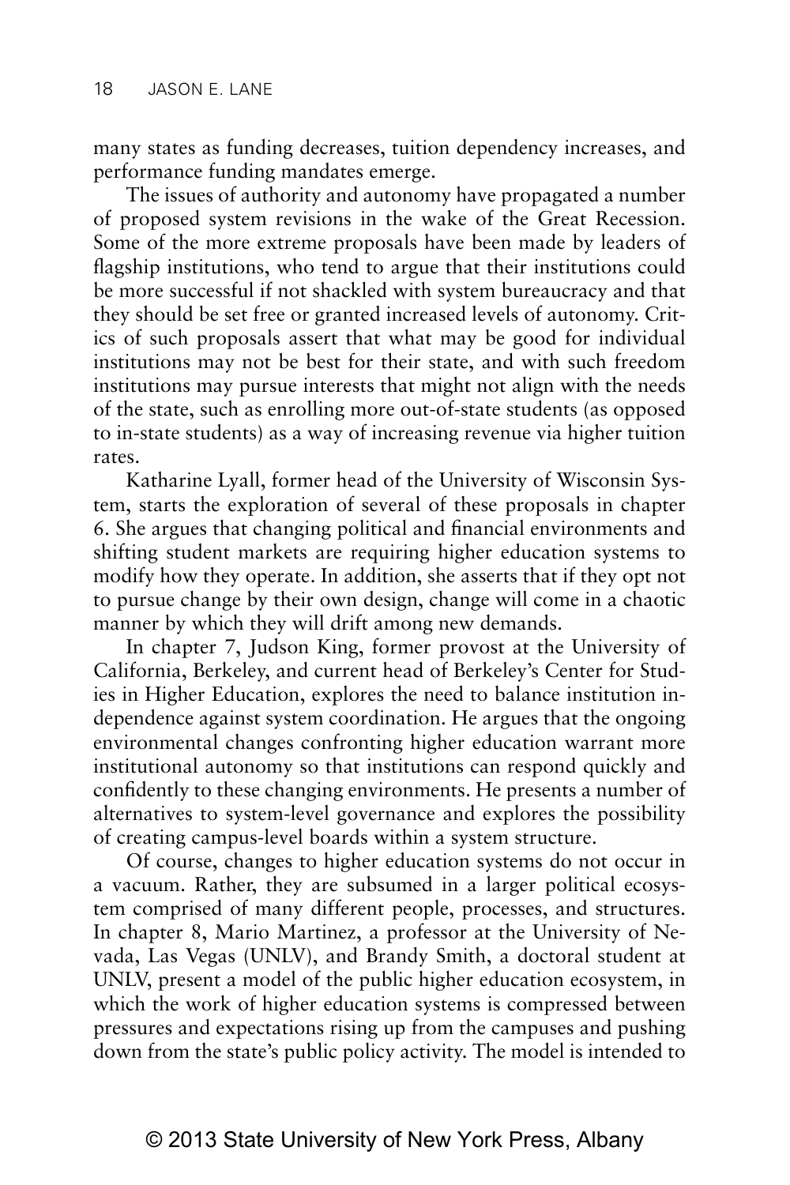many states as funding decreases, tuition dependency increases, and performance funding mandates emerge.

The issues of authority and autonomy have propagated a number of proposed system revisions in the wake of the Great Recession. Some of the more extreme proposals have been made by leaders of flagship institutions, who tend to argue that their institutions could be more successful if not shackled with system bureaucracy and that they should be set free or granted increased levels of autonomy. Critics of such proposals assert that what may be good for individual institutions may not be best for their state, and with such freedom institutions may pursue interests that might not align with the needs of the state, such as enrolling more out-of-state students (as opposed to in-state students) as a way of increasing revenue via higher tuition rates.

Katharine Lyall, former head of the University of Wisconsin System, starts the exploration of several of these proposals in chapter 6. She argues that changing political and financial environments and shifting student markets are requiring higher education systems to modify how they operate. In addition, she asserts that if they opt not to pursue change by their own design, change will come in a chaotic manner by which they will drift among new demands.

In chapter 7, Judson King, former provost at the University of California, Berkeley, and current head of Berkeley's Center for Studies in Higher Education, explores the need to balance institution independence against system coordination. He argues that the ongoing environmental changes confronting higher education warrant more institutional autonomy so that institutions can respond quickly and confidently to these changing environments. He presents a number of alternatives to system-level governance and explores the possibility of creating campus-level boards within a system structure.

Of course, changes to higher education systems do not occur in a vacuum. Rather, they are subsumed in a larger political ecosystem comprised of many different people, processes, and structures. In chapter 8, Mario Martinez, a professor at the University of Nevada, Las Vegas (UNLV), and Brandy Smith, a doctoral student at UNLV, present a model of the public higher education ecosystem, in which the work of higher education systems is compressed between pressures and expectations rising up from the campuses and pushing down from the state's public policy activity. The model is intended to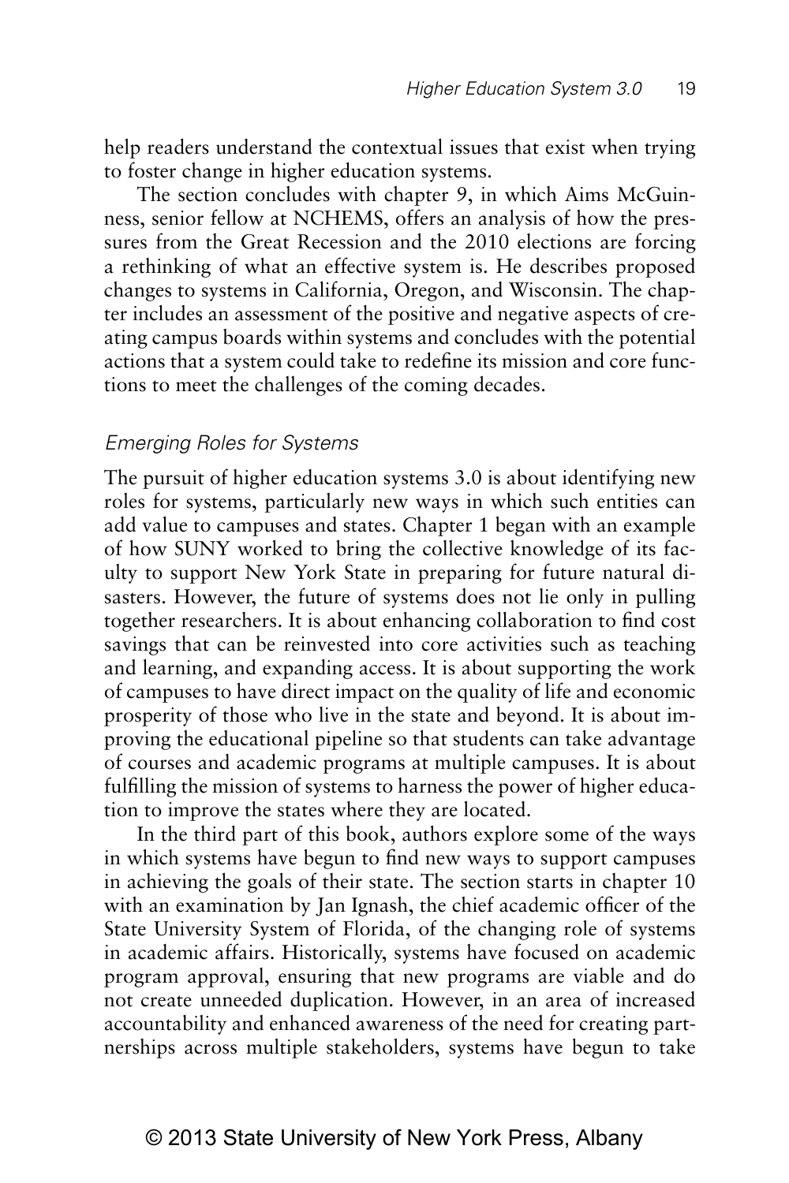help readers understand the contextual issues that exist when trying to foster change in higher education systems.

The section concludes with chapter 9, in which Aims McGuinness, senior fellow at NCHEMS, offers an analysis of how the pressures from the Great Recession and the 2010 elections are forcing a rethinking of what an effective system is. He describes proposed changes to systems in California, Oregon, and Wisconsin. The chapter includes an assessment of the positive and negative aspects of creating campus boards within systems and concludes with the potential actions that a system could take to redefine its mission and core functions to meet the challenges of the coming decades.

### *Emerging Roles for Systems*

The pursuit of higher education systems 3.0 is about identifying new roles for systems, particularly new ways in which such entities can add value to campuses and states. Chapter 1 began with an example of how SUNY worked to bring the collective knowledge of its faculty to support New York State in preparing for future natural disasters. However, the future of systems does not lie only in pulling together researchers. It is about enhancing collaboration to find cost savings that can be reinvested into core activities such as teaching and learning, and expanding access. It is about supporting the work of campuses to have direct impact on the quality of life and economic prosperity of those who live in the state and beyond. It is about improving the educational pipeline so that students can take advantage of courses and academic programs at multiple campuses. It is about fulfilling the mission of systems to harness the power of higher education to improve the states where they are located.

In the third part of this book, authors explore some of the ways in which systems have begun to find new ways to support campuses in achieving the goals of their state. The section starts in chapter 10 with an examination by Jan Ignash, the chief academic officer of the State University System of Florida, of the changing role of systems in academic affairs. Historically, systems have focused on academic program approval, ensuring that new programs are viable and do not create unneeded duplication. However, in an area of increased accountability and enhanced awareness of the need for creating partnerships across multiple stakeholders, systems have begun to take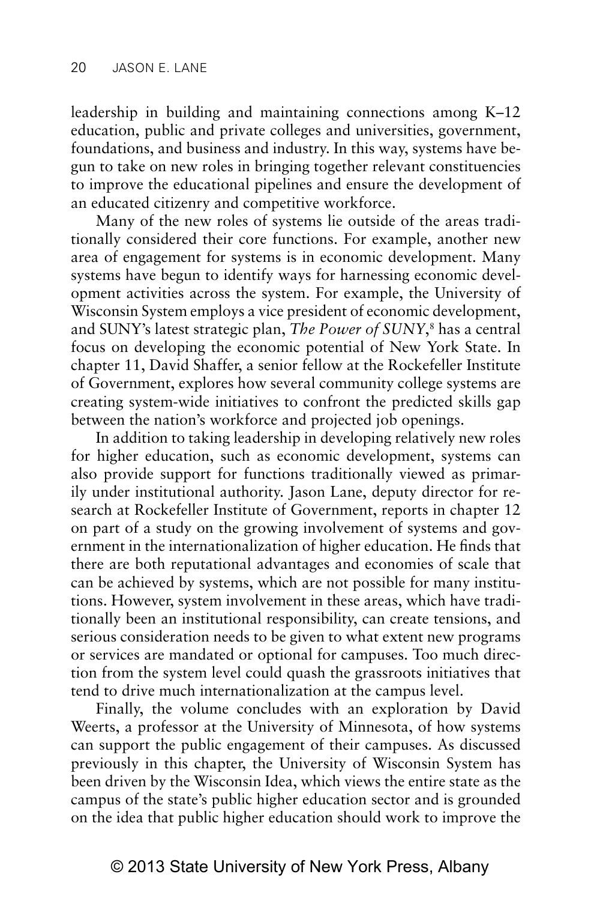leadership in building and maintaining connections among K–12 education, public and private colleges and universities, government, foundations, and business and industry. In this way, systems have begun to take on new roles in bringing together relevant constituencies to improve the educational pipelines and ensure the development of an educated citizenry and competitive workforce.

Many of the new roles of systems lie outside of the areas traditionally considered their core functions. For example, another new area of engagement for systems is in economic development. Many systems have begun to identify ways for harnessing economic development activities across the system. For example, the University of Wisconsin System employs a vice president of economic development, and SUNY's latest strategic plan, *The Power of SUNY*,[8] has a central focus on developing the economic potential of New York State. In chapter 11, David Shaffer, a senior fellow at the Rockefeller Institute of Government, explores how several community college systems are creating system-wide initiatives to confront the predicted skills gap between the nation's workforce and projected job openings.

In addition to taking leadership in developing relatively new roles for higher education, such as economic development, systems can also provide support for functions traditionally viewed as primarily under institutional authority. Jason Lane, deputy director for research at Rockefeller Institute of Government, reports in chapter 12 on part of a study on the growing involvement of systems and government in the internationalization of higher education. He finds that there are both reputational advantages and economies of scale that can be achieved by systems, which are not possible for many institutions. However, system involvement in these areas, which have traditionally been an institutional responsibility, can create tensions, and serious consideration needs to be given to what extent new programs or services are mandated or optional for campuses. Too much direction from the system level could quash the grassroots initiatives that tend to drive much internationalization at the campus level.

Finally, the volume concludes with an exploration by David Weerts, a professor at the University of Minnesota, of how systems can support the public engagement of their campuses. As discussed previously in this chapter, the University of Wisconsin System has been driven by the Wisconsin Idea, which views the entire state as the campus of the state's public higher education sector and is grounded on the idea that public higher education should work to improve the

© 2013 State University of New York Press, Albany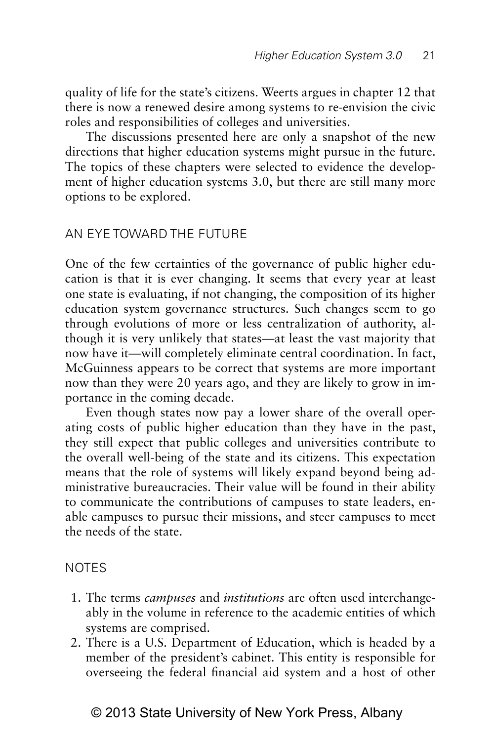quality of life for the state's citizens. Weerts argues in chapter 12 that there is now a renewed desire among systems to re-envision the civic roles and responsibilities of colleges and universities.

The discussions presented here are only a snapshot of the new directions that higher education systems might pursue in the future. The topics of these chapters were selected to evidence the development of higher education systems 3.0, but there are still many more options to be explored.

## AN EYE TOWARD THE FUTURE

One of the few certainties of the governance of public higher education is that it is ever changing. It seems that every year at least one state is evaluating, if not changing, the composition of its higher education system governance structures. Such changes seem to go through evolutions of more or less centralization of authority, although it is very unlikely that states—at least the vast majority that now have it—will completely eliminate central coordination. In fact, McGuinness appears to be correct that systems are more important now than they were 20 years ago, and they are likely to grow in importance in the coming decade.

Even though states now pay a lower share of the overall operating costs of public higher education than they have in the past, they still expect that public colleges and universities contribute to the overall well-being of the state and its citizens. This expectation means that the role of systems will likely expand beyond being administrative bureaucracies. Their value will be found in their ability to communicate the contributions of campuses to state leaders, enable campuses to pursue their missions, and steer campuses to meet the needs of the state.

## NOTES

1. The terms *campuses* and *institutions* are often used interchangeably in the volume in reference to the academic entities of which systems are comprised.
2. There is a U.S. Department of Education, which is headed by a member of the president's cabinet. This entity is responsible for overseeing the federal financial aid system and a host of other

© 2013 State University of New York Press, Albany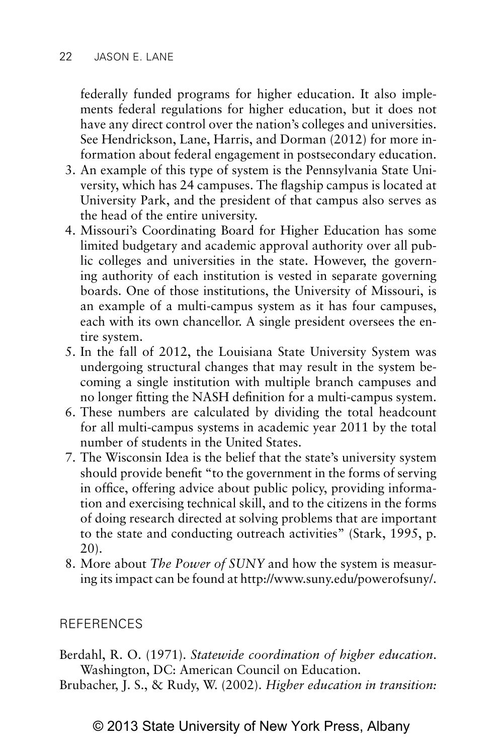federally funded programs for higher education. It also implements federal regulations for higher education, but it does not have any direct control over the nation's colleges and universities. See Hendrickson, Lane, Harris, and Dorman (2012) for more information about federal engagement in postsecondary education.

3. An example of this type of system is the Pennsylvania State University, which has 24 campuses. The flagship campus is located at University Park, and the president of that campus also serves as the head of the entire university.
4. Missouri's Coordinating Board for Higher Education has some limited budgetary and academic approval authority over all public colleges and universities in the state. However, the governing authority of each institution is vested in separate governing boards. One of those institutions, the University of Missouri, is an example of a multi-campus system as it has four campuses, each with its own chancellor. A single president oversees the entire system.
5. In the fall of 2012, the Louisiana State University System was undergoing structural changes that may result in the system becoming a single institution with multiple branch campuses and no longer fitting the NASH definition for a multi-campus system.
6. These numbers are calculated by dividing the total headcount for all multi-campus systems in academic year 2011 by the total number of students in the United States.
7. The Wisconsin Idea is the belief that the state's university system should provide benefit "to the government in the forms of serving in office, offering advice about public policy, providing information and exercising technical skill, and to the citizens in the forms of doing research directed at solving problems that are important to the state and conducting outreach activities" (Stark, 1995, p. 20).
8. More about *The Power of SUNY* and how the system is measuring its impact can be found at http://www.suny.edu/powerofsuny/.

## REFERENCES

Berdahl, R. O. (1971). *Statewide coordination of higher education*. Washington, DC: American Council on Education.

Brubacher, J. S., & Rudy, W. (2002). *Higher education in transition:*

© 2013 State University of New York Press, Albany